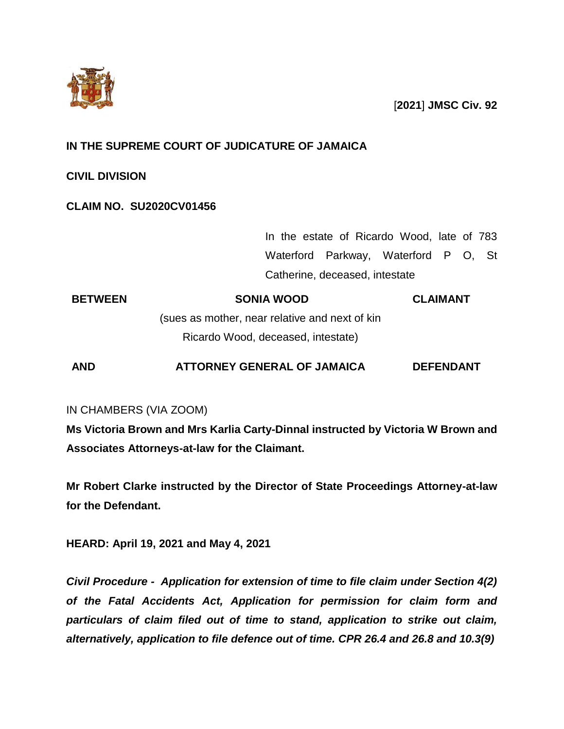[**2021**] **JMSC Civ. 92**

**IN THE SUPREME COURT OF JUDICATURE OF JAMAICA**

**CIVIL DIVISION**

**CLAIM NO. SU2020CV01456**

In the estate of Ricardo Wood, late of 783 Waterford Parkway, Waterford P O, St Catherine, deceased, intestate

| | | |
|---|---|---|
| **BETWEEN** | **SONIA WOOD** | **CLAIMANT** |
| | (sues as mother, near relative and next of kin Ricardo Wood, deceased, intestate) | |
| **AND** | **ATTORNEY GENERAL OF JAMAICA** | **DEFENDANT** |

IN CHAMBERS (VIA ZOOM)

**Ms Victoria Brown and Mrs Karlia Carty-Dinnal instructed by Victoria W Brown and Associates Attorneys-at-law for the Claimant.**

**Mr Robert Clarke instructed by the Director of State Proceedings Attorney-at-law for the Defendant.**

**HEARD: April 19, 2021 and May 4, 2021**

***Civil Procedure - Application for extension of time to file claim under Section 4(2) of the Fatal Accidents Act, Application for permission for claim form and particulars of claim filed out of time to stand, application to strike out claim, alternatively, application to file defence out of time. CPR 26.4 and 26.8 and 10.3(9)***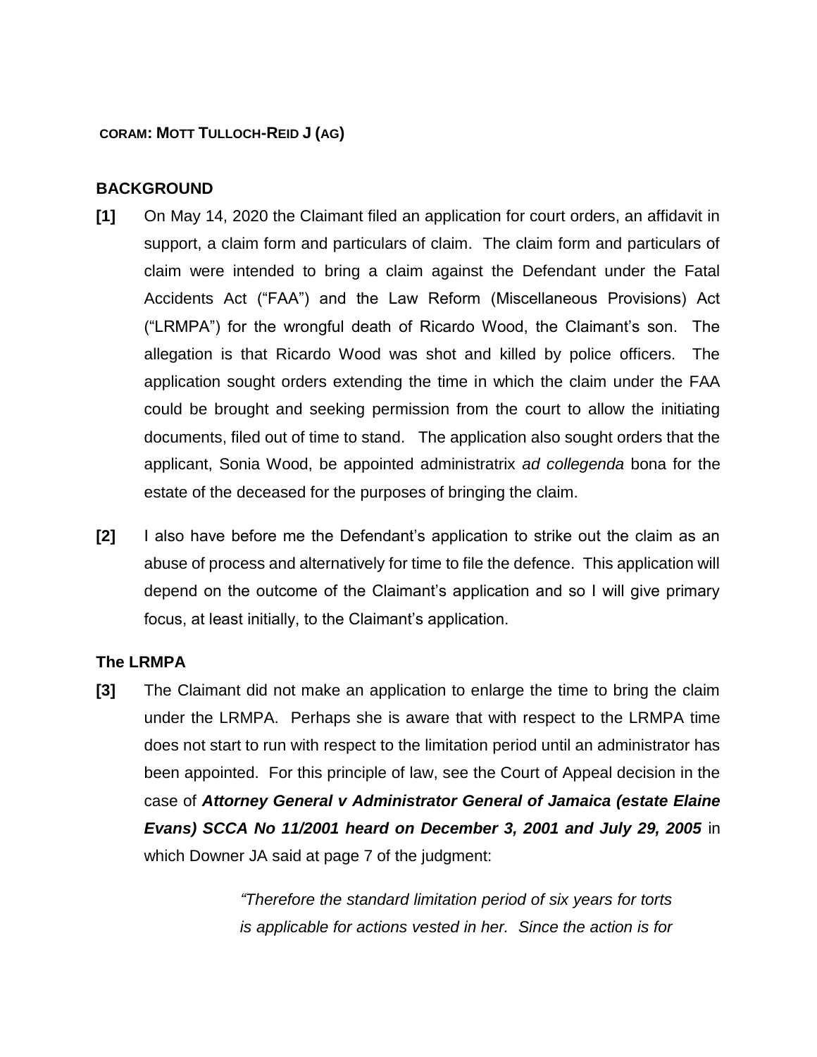**CORAM: MOTT TULLOCH-REID J (AG)**

## BACKGROUND

**[1]** On May 14, 2020 the Claimant filed an application for court orders, an affidavit in support, a claim form and particulars of claim. The claim form and particulars of claim were intended to bring a claim against the Defendant under the Fatal Accidents Act ("FAA") and the Law Reform (Miscellaneous Provisions) Act ("LRMPA") for the wrongful death of Ricardo Wood, the Claimant's son. The allegation is that Ricardo Wood was shot and killed by police officers. The application sought orders extending the time in which the claim under the FAA could be brought and seeking permission from the court to allow the initiating documents, filed out of time to stand. The application also sought orders that the applicant, Sonia Wood, be appointed administratrix *ad collegenda* bona for the estate of the deceased for the purposes of bringing the claim.

**[2]** I also have before me the Defendant's application to strike out the claim as an abuse of process and alternatively for time to file the defence. This application will depend on the outcome of the Claimant's application and so I will give primary focus, at least initially, to the Claimant's application.

## The LRMPA

**[3]** The Claimant did not make an application to enlarge the time to bring the claim under the LRMPA. Perhaps she is aware that with respect to the LRMPA time does not start to run with respect to the limitation period until an administrator has been appointed. For this principle of law, see the Court of Appeal decision in the case of ***Attorney General v Administrator General of Jamaica (estate Elaine Evans) SCCA No 11/2001 heard on December 3, 2001 and July 29, 2005*** in which Downer JA said at page 7 of the judgment:

> *"Therefore the standard limitation period of six years for torts is applicable for actions vested in her. Since the action is for*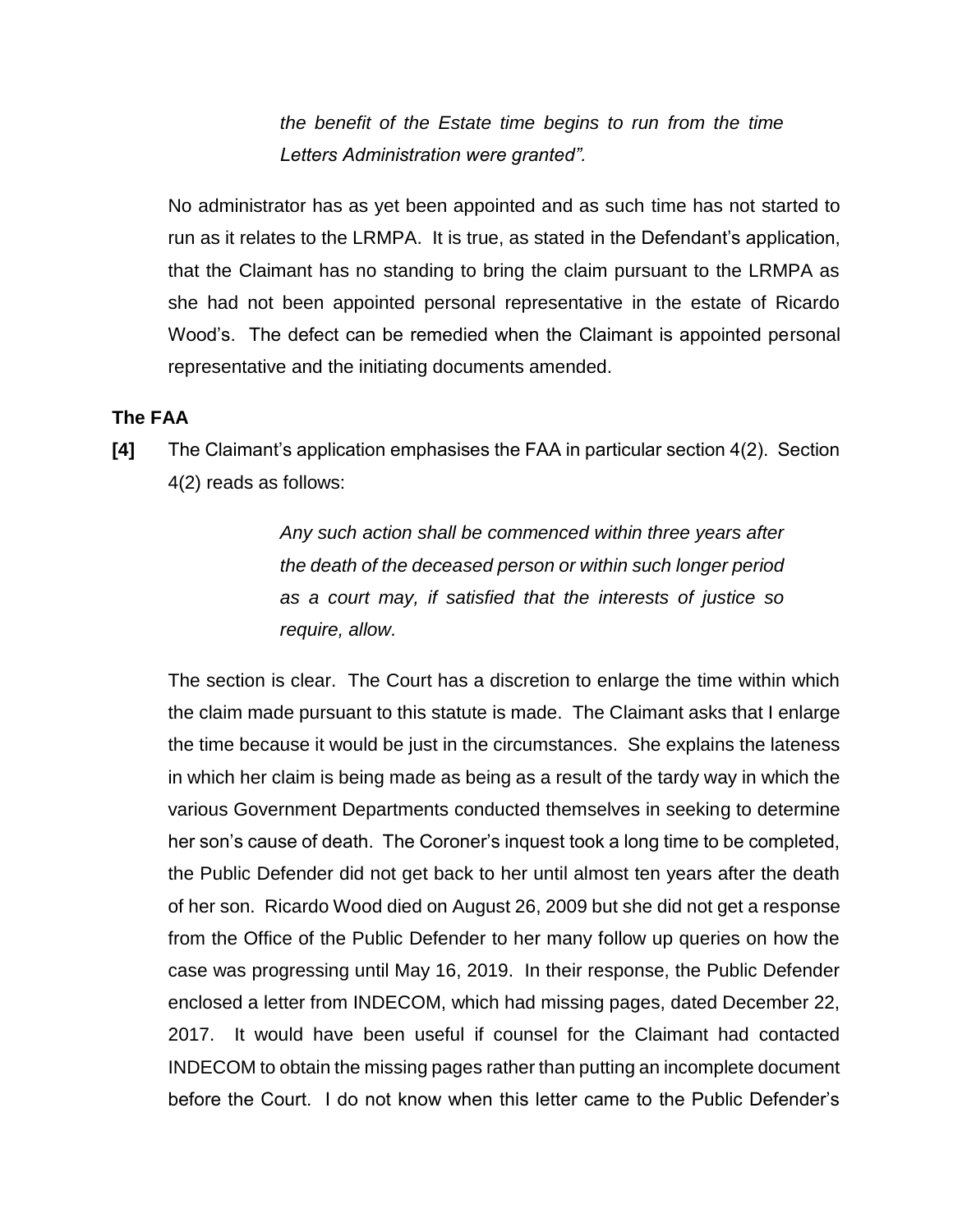> *the benefit of the Estate time begins to run from the time Letters Administration were granted".*

No administrator has as yet been appointed and as such time has not started to run as it relates to the LRMPA. It is true, as stated in the Defendant's application, that the Claimant has no standing to bring the claim pursuant to the LRMPA as she had not been appointed personal representative in the estate of Ricardo Wood's. The defect can be remedied when the Claimant is appointed personal representative and the initiating documents amended.

**The FAA**

**[4]** The Claimant's application emphasises the FAA in particular section 4(2). Section 4(2) reads as follows:

> *Any such action shall be commenced within three years after the death of the deceased person or within such longer period as a court may, if satisfied that the interests of justice so require, allow.*

The section is clear. The Court has a discretion to enlarge the time within which the claim made pursuant to this statute is made. The Claimant asks that I enlarge the time because it would be just in the circumstances. She explains the lateness in which her claim is being made as being as a result of the tardy way in which the various Government Departments conducted themselves in seeking to determine her son's cause of death. The Coroner's inquest took a long time to be completed, the Public Defender did not get back to her until almost ten years after the death of her son. Ricardo Wood died on August 26, 2009 but she did not get a response from the Office of the Public Defender to her many follow up queries on how the case was progressing until May 16, 2019. In their response, the Public Defender enclosed a letter from INDECOM, which had missing pages, dated December 22, 2017. It would have been useful if counsel for the Claimant had contacted INDECOM to obtain the missing pages rather than putting an incomplete document before the Court. I do not know when this letter came to the Public Defender's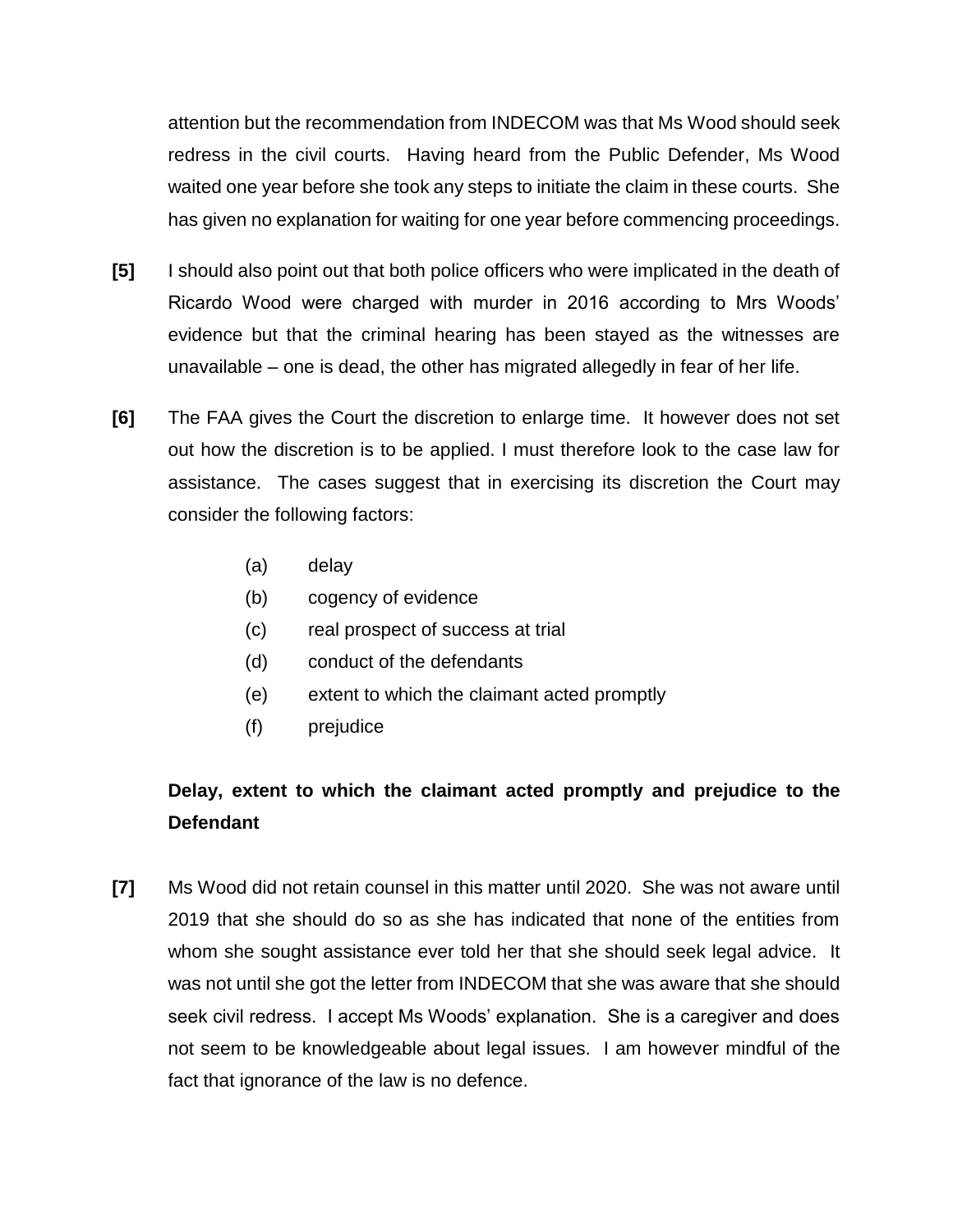attention but the recommendation from INDECOM was that Ms Wood should seek redress in the civil courts. Having heard from the Public Defender, Ms Wood waited one year before she took any steps to initiate the claim in these courts. She has given no explanation for waiting for one year before commencing proceedings.

**[5]** I should also point out that both police officers who were implicated in the death of Ricardo Wood were charged with murder in 2016 according to Mrs Woods' evidence but that the criminal hearing has been stayed as the witnesses are unavailable – one is dead, the other has migrated allegedly in fear of her life.

**[6]** The FAA gives the Court the discretion to enlarge time. It however does not set out how the discretion is to be applied. I must therefore look to the case law for assistance. The cases suggest that in exercising its discretion the Court may consider the following factors:

(a) delay

(b) cogency of evidence

(c) real prospect of success at trial

(d) conduct of the defendants

(e) extent to which the claimant acted promptly

(f) prejudice

**Delay, extent to which the claimant acted promptly and prejudice to the Defendant**

**[7]** Ms Wood did not retain counsel in this matter until 2020. She was not aware until 2019 that she should do so as she has indicated that none of the entities from whom she sought assistance ever told her that she should seek legal advice. It was not until she got the letter from INDECOM that she was aware that she should seek civil redress. I accept Ms Woods' explanation. She is a caregiver and does not seem to be knowledgeable about legal issues. I am however mindful of the fact that ignorance of the law is no defence.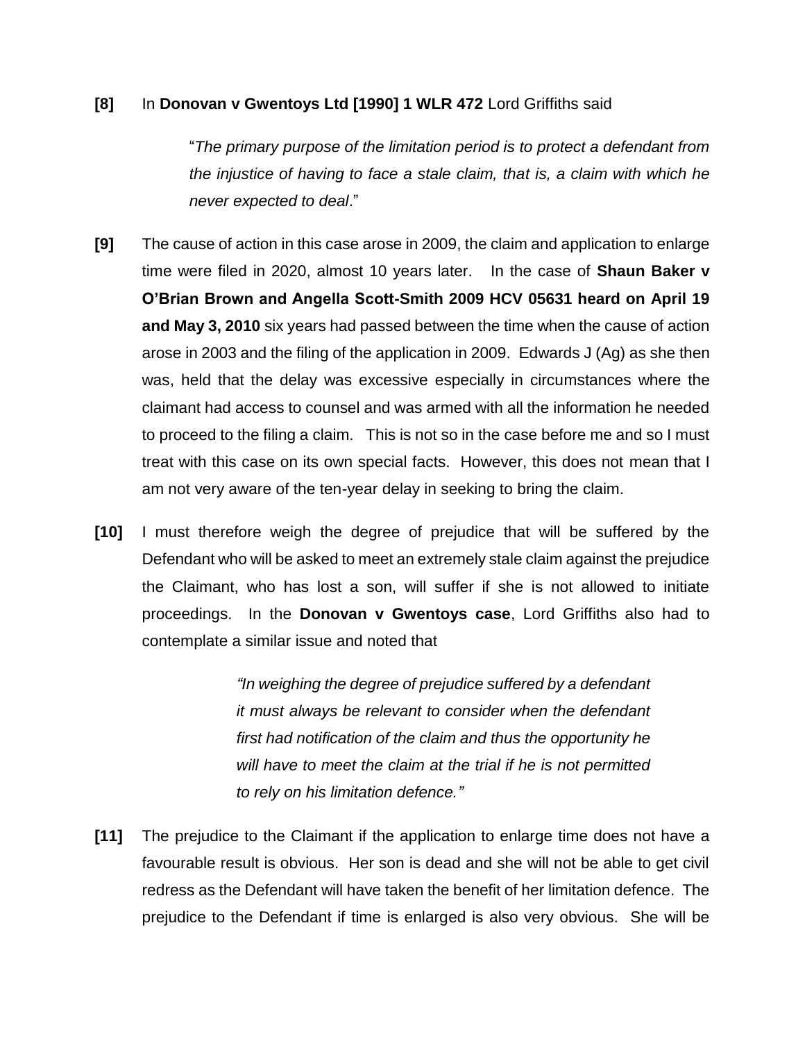**[8]** In **Donovan v Gwentoys Ltd [1990] 1 WLR 472** Lord Griffiths said

> "*The primary purpose of the limitation period is to protect a defendant from the injustice of having to face a stale claim, that is, a claim with which he never expected to deal*."

**[9]** The cause of action in this case arose in 2009, the claim and application to enlarge time were filed in 2020, almost 10 years later. In the case of **Shaun Baker v O'Brian Brown and Angella Scott-Smith 2009 HCV 05631 heard on April 19 and May 3, 2010** six years had passed between the time when the cause of action arose in 2003 and the filing of the application in 2009. Edwards J (Ag) as she then was, held that the delay was excessive especially in circumstances where the claimant had access to counsel and was armed with all the information he needed to proceed to the filing a claim. This is not so in the case before me and so I must treat with this case on its own special facts. However, this does not mean that I am not very aware of the ten-year delay in seeking to bring the claim.

**[10]** I must therefore weigh the degree of prejudice that will be suffered by the Defendant who will be asked to meet an extremely stale claim against the prejudice the Claimant, who has lost a son, will suffer if she is not allowed to initiate proceedings. In the **Donovan v Gwentoys case**, Lord Griffiths also had to contemplate a similar issue and noted that

> *"In weighing the degree of prejudice suffered by a defendant it must always be relevant to consider when the defendant first had notification of the claim and thus the opportunity he will have to meet the claim at the trial if he is not permitted to rely on his limitation defence."*

**[11]** The prejudice to the Claimant if the application to enlarge time does not have a favourable result is obvious. Her son is dead and she will not be able to get civil redress as the Defendant will have taken the benefit of her limitation defence. The prejudice to the Defendant if time is enlarged is also very obvious. She will be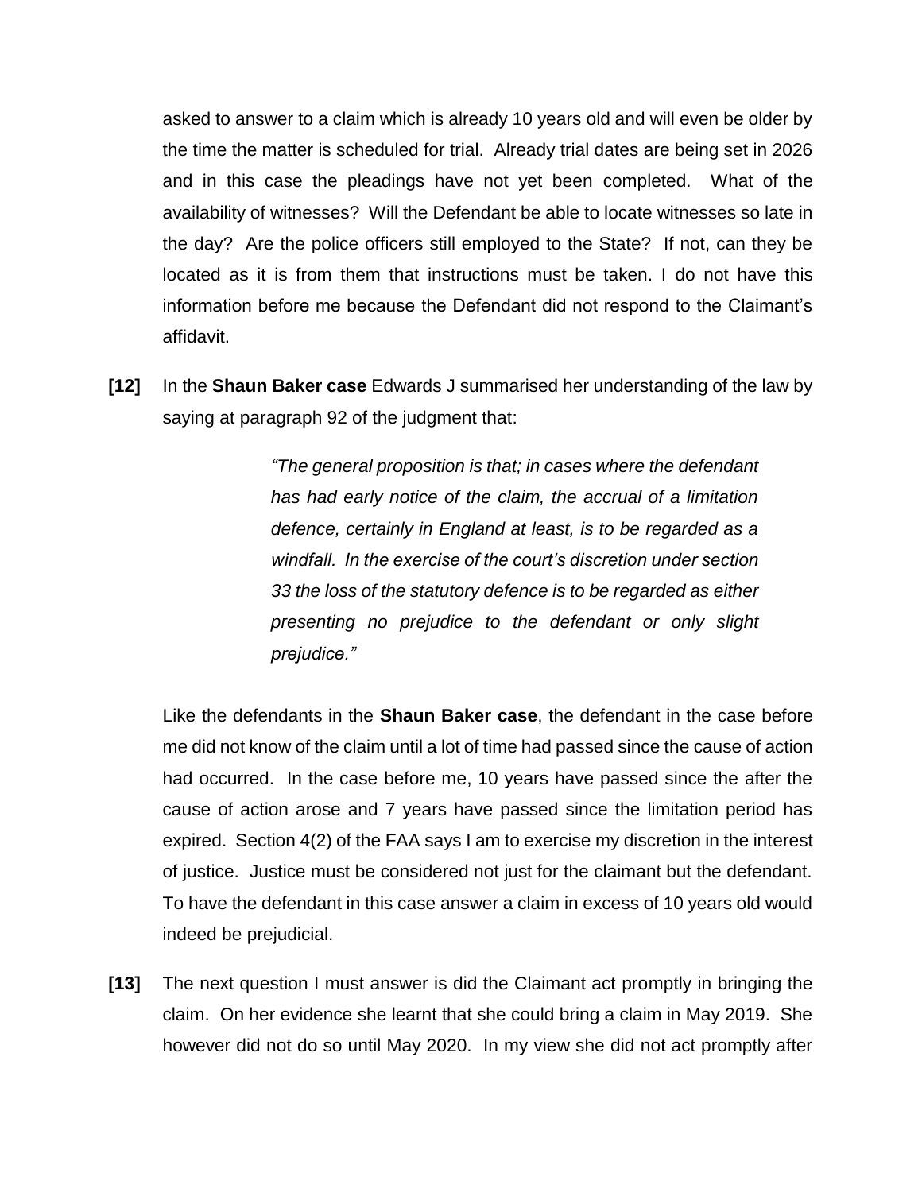asked to answer to a claim which is already 10 years old and will even be older by the time the matter is scheduled for trial. Already trial dates are being set in 2026 and in this case the pleadings have not yet been completed. What of the availability of witnesses? Will the Defendant be able to locate witnesses so late in the day? Are the police officers still employed to the State? If not, can they be located as it is from them that instructions must be taken. I do not have this information before me because the Defendant did not respond to the Claimant's affidavit.

**[12]** In the **Shaun Baker case** Edwards J summarised her understanding of the law by saying at paragraph 92 of the judgment that:

> *"The general proposition is that; in cases where the defendant has had early notice of the claim, the accrual of a limitation defence, certainly in England at least, is to be regarded as a windfall. In the exercise of the court's discretion under section 33 the loss of the statutory defence is to be regarded as either presenting no prejudice to the defendant or only slight prejudice."*

Like the defendants in the **Shaun Baker case**, the defendant in the case before me did not know of the claim until a lot of time had passed since the cause of action had occurred. In the case before me, 10 years have passed since the after the cause of action arose and 7 years have passed since the limitation period has expired. Section 4(2) of the FAA says I am to exercise my discretion in the interest of justice. Justice must be considered not just for the claimant but the defendant. To have the defendant in this case answer a claim in excess of 10 years old would indeed be prejudicial.

**[13]** The next question I must answer is did the Claimant act promptly in bringing the claim. On her evidence she learnt that she could bring a claim in May 2019. She however did not do so until May 2020. In my view she did not act promptly after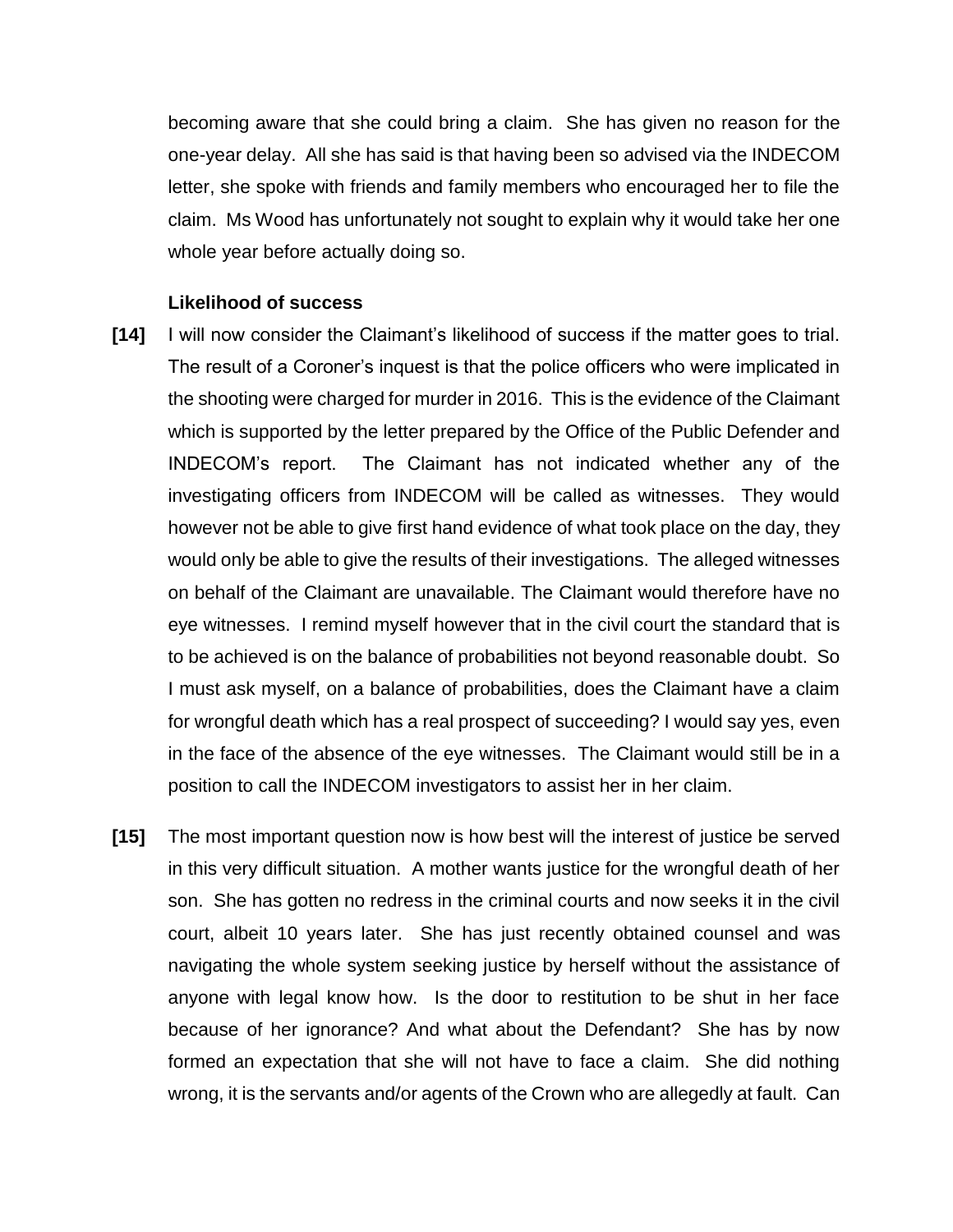becoming aware that she could bring a claim. She has given no reason for the one-year delay. All she has said is that having been so advised via the INDECOM letter, she spoke with friends and family members who encouraged her to file the claim. Ms Wood has unfortunately not sought to explain why it would take her one whole year before actually doing so.

**Likelihood of success**

**[14]** I will now consider the Claimant's likelihood of success if the matter goes to trial. The result of a Coroner's inquest is that the police officers who were implicated in the shooting were charged for murder in 2016. This is the evidence of the Claimant which is supported by the letter prepared by the Office of the Public Defender and INDECOM's report. The Claimant has not indicated whether any of the investigating officers from INDECOM will be called as witnesses. They would however not be able to give first hand evidence of what took place on the day, they would only be able to give the results of their investigations. The alleged witnesses on behalf of the Claimant are unavailable. The Claimant would therefore have no eye witnesses. I remind myself however that in the civil court the standard that is to be achieved is on the balance of probabilities not beyond reasonable doubt. So I must ask myself, on a balance of probabilities, does the Claimant have a claim for wrongful death which has a real prospect of succeeding? I would say yes, even in the face of the absence of the eye witnesses. The Claimant would still be in a position to call the INDECOM investigators to assist her in her claim.

**[15]** The most important question now is how best will the interest of justice be served in this very difficult situation. A mother wants justice for the wrongful death of her son. She has gotten no redress in the criminal courts and now seeks it in the civil court, albeit 10 years later. She has just recently obtained counsel and was navigating the whole system seeking justice by herself without the assistance of anyone with legal know how. Is the door to restitution to be shut in her face because of her ignorance? And what about the Defendant? She has by now formed an expectation that she will not have to face a claim. She did nothing wrong, it is the servants and/or agents of the Crown who are allegedly at fault. Can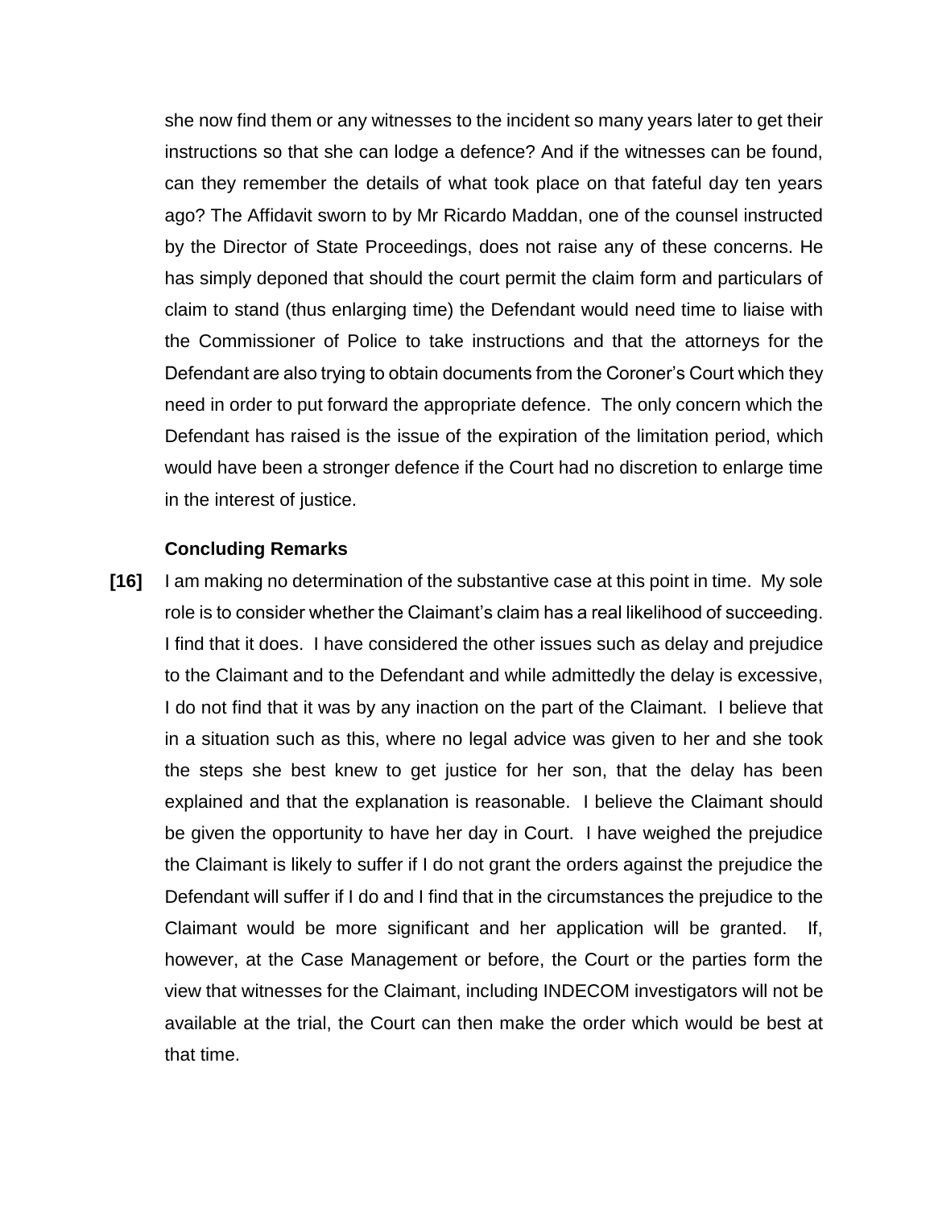she now find them or any witnesses to the incident so many years later to get their instructions so that she can lodge a defence? And if the witnesses can be found, can they remember the details of what took place on that fateful day ten years ago? The Affidavit sworn to by Mr Ricardo Maddan, one of the counsel instructed by the Director of State Proceedings, does not raise any of these concerns. He has simply deponed that should the court permit the claim form and particulars of claim to stand (thus enlarging time) the Defendant would need time to liaise with the Commissioner of Police to take instructions and that the attorneys for the Defendant are also trying to obtain documents from the Coroner's Court which they need in order to put forward the appropriate defence. The only concern which the Defendant has raised is the issue of the expiration of the limitation period, which would have been a stronger defence if the Court had no discretion to enlarge time in the interest of justice.

**Concluding Remarks**

**[16]** I am making no determination of the substantive case at this point in time. My sole role is to consider whether the Claimant's claim has a real likelihood of succeeding. I find that it does. I have considered the other issues such as delay and prejudice to the Claimant and to the Defendant and while admittedly the delay is excessive, I do not find that it was by any inaction on the part of the Claimant. I believe that in a situation such as this, where no legal advice was given to her and she took the steps she best knew to get justice for her son, that the delay has been explained and that the explanation is reasonable. I believe the Claimant should be given the opportunity to have her day in Court. I have weighed the prejudice the Claimant is likely to suffer if I do not grant the orders against the prejudice the Defendant will suffer if I do and I find that in the circumstances the prejudice to the Claimant would be more significant and her application will be granted. If, however, at the Case Management or before, the Court or the parties form the view that witnesses for the Claimant, including INDECOM investigators will not be available at the trial, the Court can then make the order which would be best at that time.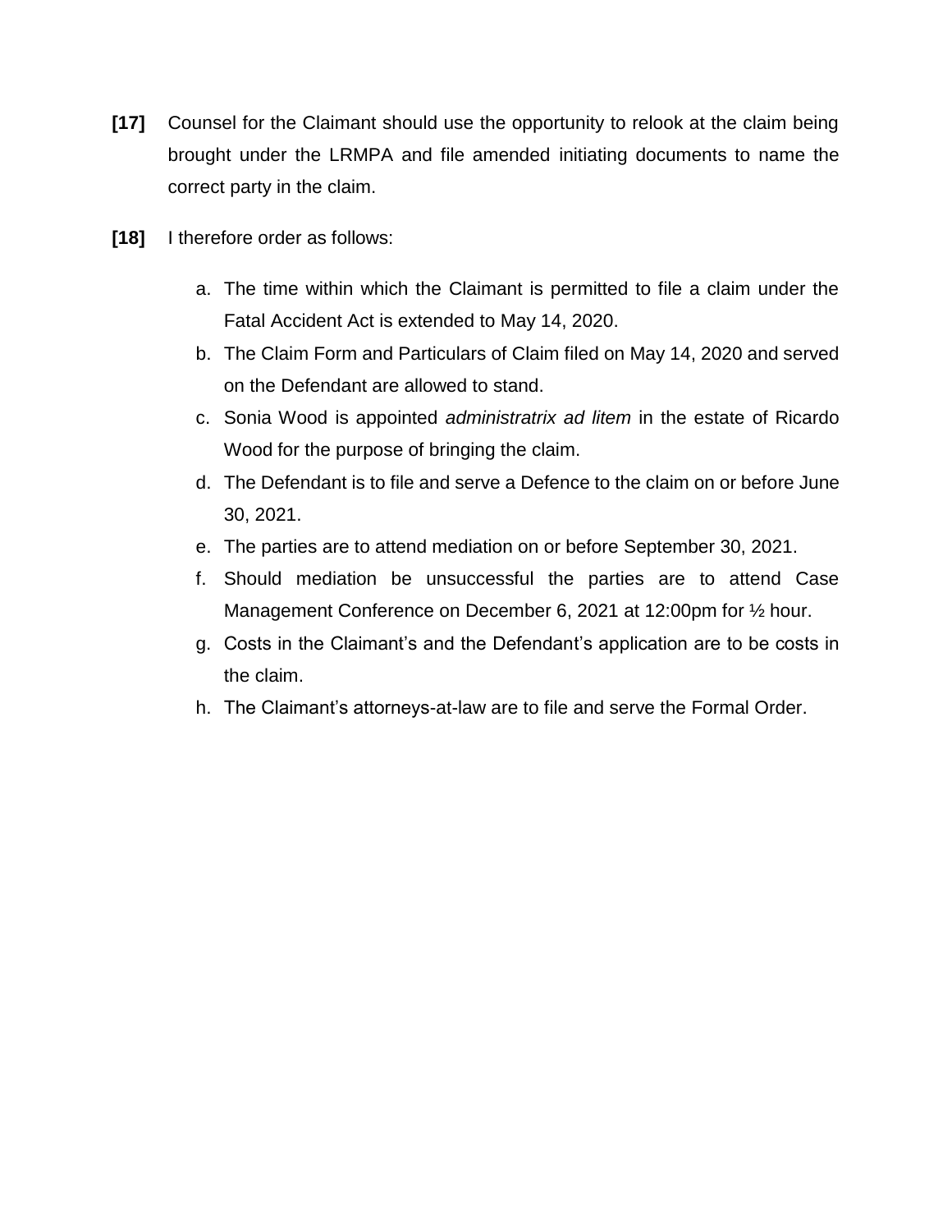**[17]** Counsel for the Claimant should use the opportunity to relook at the claim being brought under the LRMPA and file amended initiating documents to name the correct party in the claim.

**[18]** I therefore order as follows:

a. The time within which the Claimant is permitted to file a claim under the Fatal Accident Act is extended to May 14, 2020.

b. The Claim Form and Particulars of Claim filed on May 14, 2020 and served on the Defendant are allowed to stand.

c. Sonia Wood is appointed *administratrix ad litem* in the estate of Ricardo Wood for the purpose of bringing the claim.

d. The Defendant is to file and serve a Defence to the claim on or before June 30, 2021.

e. The parties are to attend mediation on or before September 30, 2021.

f. Should mediation be unsuccessful the parties are to attend Case Management Conference on December 6, 2021 at 12:00pm for ½ hour.

g. Costs in the Claimant's and the Defendant's application are to be costs in the claim.

h. The Claimant's attorneys-at-law are to file and serve the Formal Order.